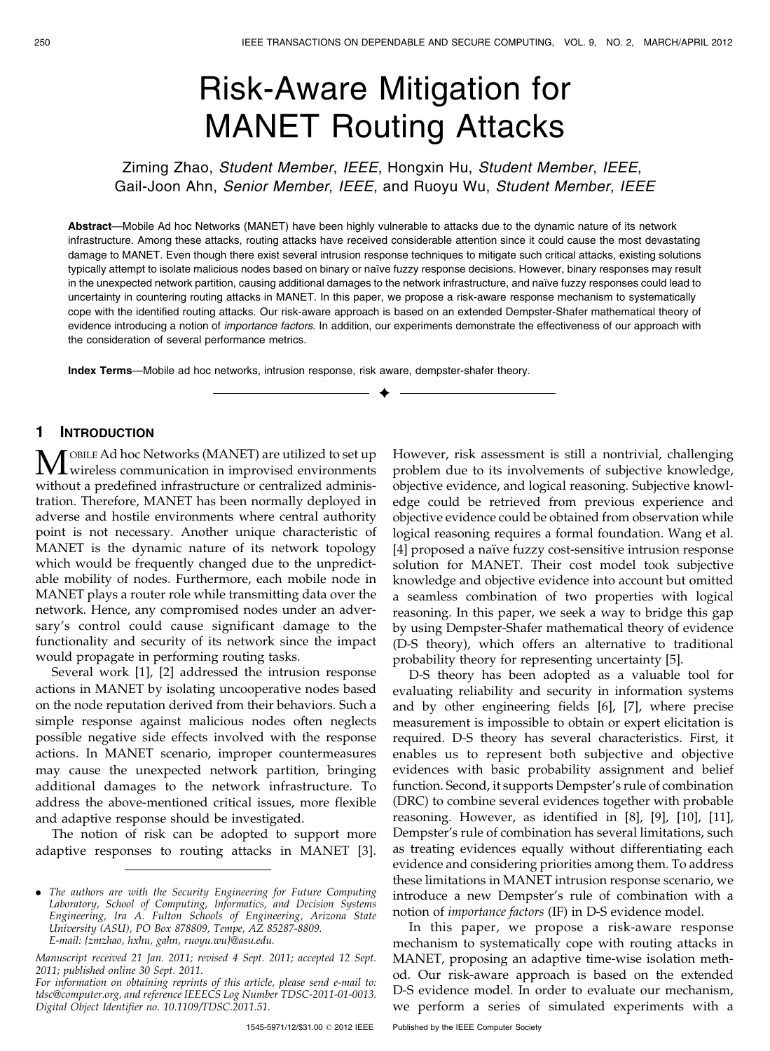# Risk-Aware Mitigation for MANET Routing Attacks

Ziming Zhao, *Student Member*, *IEEE*, Hongxin Hu, *Student Member*, *IEEE*, Gail-Joon Ahn, *Senior Member*, *IEEE*, and Ruoyu Wu, *Student Member*, *IEEE*

**Abstract**—Mobile Ad hoc Networks (MANET) have been highly vulnerable to attacks due to the dynamic nature of its network infrastructure. Among these attacks, routing attacks have received considerable attention since it could cause the most devastating damage to MANET. Even though there exist several intrusion response techniques to mitigate such critical attacks, existing solutions typically attempt to isolate malicious nodes based on binary or naïve fuzzy response decisions. However, binary responses may result in the unexpected network partition, causing additional damages to the network infrastructure, and naïve fuzzy responses could lead to uncertainty in countering routing attacks in MANET. In this paper, we propose a risk-aware response mechanism to systematically cope with the identified routing attacks. Our risk-aware approach is based on an extended Dempster-Shafer mathematical theory of evidence introducing a notion of *importance factors*. In addition, our experiments demonstrate the effectiveness of our approach with the consideration of several performance metrics.

**Index Terms**—Mobile ad hoc networks, intrusion response, risk aware, dempster-shafer theory.

## 1 Introduction

Mobile Ad hoc Networks (MANET) are utilized to set up wireless communication in improvised environments without a predefined infrastructure or centralized administration. Therefore, MANET has been normally deployed in adverse and hostile environments where central authority point is not necessary. Another unique characteristic of MANET is the dynamic nature of its network topology which would be frequently changed due to the unpredictable mobility of nodes. Furthermore, each mobile node in MANET plays a router role while transmitting data over the network. Hence, any compromised nodes under an adversary's control could cause significant damage to the functionality and security of its network since the impact would propagate in performing routing tasks.

Several work [1], [2] addressed the intrusion response actions in MANET by isolating uncooperative nodes based on the node reputation derived from their behaviors. Such a simple response against malicious nodes often neglects possible negative side effects involved with the response actions. In MANET scenario, improper countermeasures may cause the unexpected network partition, bringing additional damages to the network infrastructure. To address the above-mentioned critical issues, more flexible and adaptive response should be investigated.

The notion of risk can be adopted to support more adaptive responses to routing attacks in MANET [3]. However, risk assessment is still a nontrivial, challenging problem due to its involvements of subjective knowledge, objective evidence, and logical reasoning. Subjective knowledge could be retrieved from previous experience and objective evidence could be obtained from observation while logical reasoning requires a formal foundation. Wang et al. [4] proposed a naïve fuzzy cost-sensitive intrusion response solution for MANET. Their cost model took subjective knowledge and objective evidence into account but omitted a seamless combination of two properties with logical reasoning. In this paper, we seek a way to bridge this gap by using Dempster-Shafer mathematical theory of evidence (D-S theory), which offers an alternative to traditional probability theory for representing uncertainty [5].

D-S theory has been adopted as a valuable tool for evaluating reliability and security in information systems and by other engineering fields [6], [7], where precise measurement is impossible to obtain or expert elicitation is required. D-S theory has several characteristics. First, it enables us to represent both subjective and objective evidences with basic probability assignment and belief function. Second, it supports Dempster's rule of combination (DRC) to combine several evidences together with probable reasoning. However, as identified in [8], [9], [10], [11], Dempster's rule of combination has several limitations, such as treating evidences equally without differentiating each evidence and considering priorities among them. To address these limitations in MANET intrusion response scenario, we introduce a new Dempster's rule of combination with a notion of *importance factors* (IF) in D-S evidence model.

In this paper, we propose a risk-aware response mechanism to systematically cope with routing attacks in MANET, proposing an adaptive time-wise isolation method. Our risk-aware approach is based on the extended D-S evidence model. In order to evaluate our mechanism, we perform a series of simulated experiments with a

---

- *The authors are with the Security Engineering for Future Computing Laboratory, School of Computing, Informatics, and Decision Systems Engineering, Ira A. Fulton Schools of Engineering, Arizona State University (ASU), PO Box 878809, Tempe, AZ 85287-8809. E-mail: {zmzhao, hxhu, gahn, ruoyu.wu}@asu.edu.*

*Manuscript received 21 Jan. 2011; revised 4 Sept. 2011; accepted 12 Sept. 2011; published online 30 Sept. 2011.*

*For information on obtaining reprints of this article, please send e-mail to: tdsc@computer.org, and reference IEEECS Log Number TDSC-2011-01-0013. Digital Object Identifier no. 10.1109/TDSC.2011.51.*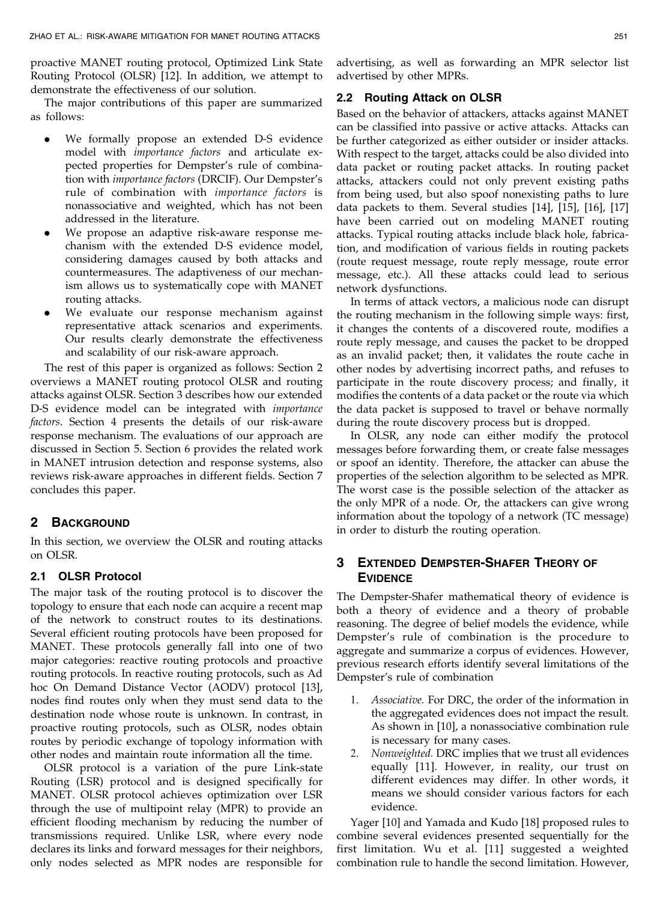proactive MANET routing protocol, Optimized Link State Routing Protocol (OLSR) [12]. In addition, we attempt to demonstrate the effectiveness of our solution.

The major contributions of this paper are summarized as follows:

- We formally propose an extended D-S evidence model with *importance factors* and articulate expected properties for Dempster's rule of combination with *importance factors* (DRCIF). Our Dempster's rule of combination with *importance factors* is nonassociative and weighted, which has not been addressed in the literature.
- We propose an adaptive risk-aware response mechanism with the extended D-S evidence model, considering damages caused by both attacks and countermeasures. The adaptiveness of our mechanism allows us to systematically cope with MANET routing attacks.
- We evaluate our response mechanism against representative attack scenarios and experiments. Our results clearly demonstrate the effectiveness and scalability of our risk-aware approach.

The rest of this paper is organized as follows: Section 2 overviews a MANET routing protocol OLSR and routing attacks against OLSR. Section 3 describes how our extended D-S evidence model can be integrated with *importance factors*. Section 4 presents the details of our risk-aware response mechanism. The evaluations of our approach are discussed in Section 5. Section 6 provides the related work in MANET intrusion detection and response systems, also reviews risk-aware approaches in different fields. Section 7 concludes this paper.

## 2 Background

In this section, we overview the OLSR and routing attacks on OLSR.

### 2.1 OLSR Protocol

The major task of the routing protocol is to discover the topology to ensure that each node can acquire a recent map of the network to construct routes to its destinations. Several efficient routing protocols have been proposed for MANET. These protocols generally fall into one of two major categories: reactive routing protocols and proactive routing protocols. In reactive routing protocols, such as Ad hoc On Demand Distance Vector (AODV) protocol [13], nodes find routes only when they must send data to the destination node whose route is unknown. In contrast, in proactive routing protocols, such as OLSR, nodes obtain routes by periodic exchange of topology information with other nodes and maintain route information all the time.

OLSR protocol is a variation of the pure Link-state Routing (LSR) protocol and is designed specifically for MANET. OLSR protocol achieves optimization over LSR through the use of multipoint relay (MPR) to provide an efficient flooding mechanism by reducing the number of transmissions required. Unlike LSR, where every node declares its links and forward messages for their neighbors, only nodes selected as MPR nodes are responsible for advertising, as well as forwarding an MPR selector list advertised by other MPRs.

### 2.2 Routing Attack on OLSR

Based on the behavior of attackers, attacks against MANET can be classified into passive or active attacks. Attacks can be further categorized as either outsider or insider attacks. With respect to the target, attacks could be also divided into data packet or routing packet attacks. In routing packet attacks, attackers could not only prevent existing paths from being used, but also spoof nonexisting paths to lure data packets to them. Several studies [14], [15], [16], [17] have been carried out on modeling MANET routing attacks. Typical routing attacks include black hole, fabrication, and modification of various fields in routing packets (route request message, route reply message, route error message, etc.). All these attacks could lead to serious network dysfunctions.

In terms of attack vectors, a malicious node can disrupt the routing mechanism in the following simple ways: first, it changes the contents of a discovered route, modifies a route reply message, and causes the packet to be dropped as an invalid packet; then, it validates the route cache in other nodes by advertising incorrect paths, and refuses to participate in the route discovery process; and finally, it modifies the contents of a data packet or the route via which the data packet is supposed to travel or behave normally during the route discovery process but is dropped.

In OLSR, any node can either modify the protocol messages before forwarding them, or create false messages or spoof an identity. Therefore, the attacker can abuse the properties of the selection algorithm to be selected as MPR. The worst case is the possible selection of the attacker as the only MPR of a node. Or, the attackers can give wrong information about the topology of a network (TC message) in order to disturb the routing operation.

## 3 Extended Dempster-Shafer Theory of Evidence

The Dempster-Shafer mathematical theory of evidence is both a theory of evidence and a theory of probable reasoning. The degree of belief models the evidence, while Dempster's rule of combination is the procedure to aggregate and summarize a corpus of evidences. However, previous research efforts identify several limitations of the Dempster's rule of combination

1. *Associative.* For DRC, the order of the information in the aggregated evidences does not impact the result. As shown in [10], a nonassociative combination rule is necessary for many cases.
2. *Nonweighted.* DRC implies that we trust all evidences equally [11]. However, in reality, our trust on different evidences may differ. In other words, it means we should consider various factors for each evidence.

Yager [10] and Yamada and Kudo [18] proposed rules to combine several evidences presented sequentially for the first limitation. Wu et al. [11] suggested a weighted combination rule to handle the second limitation. However,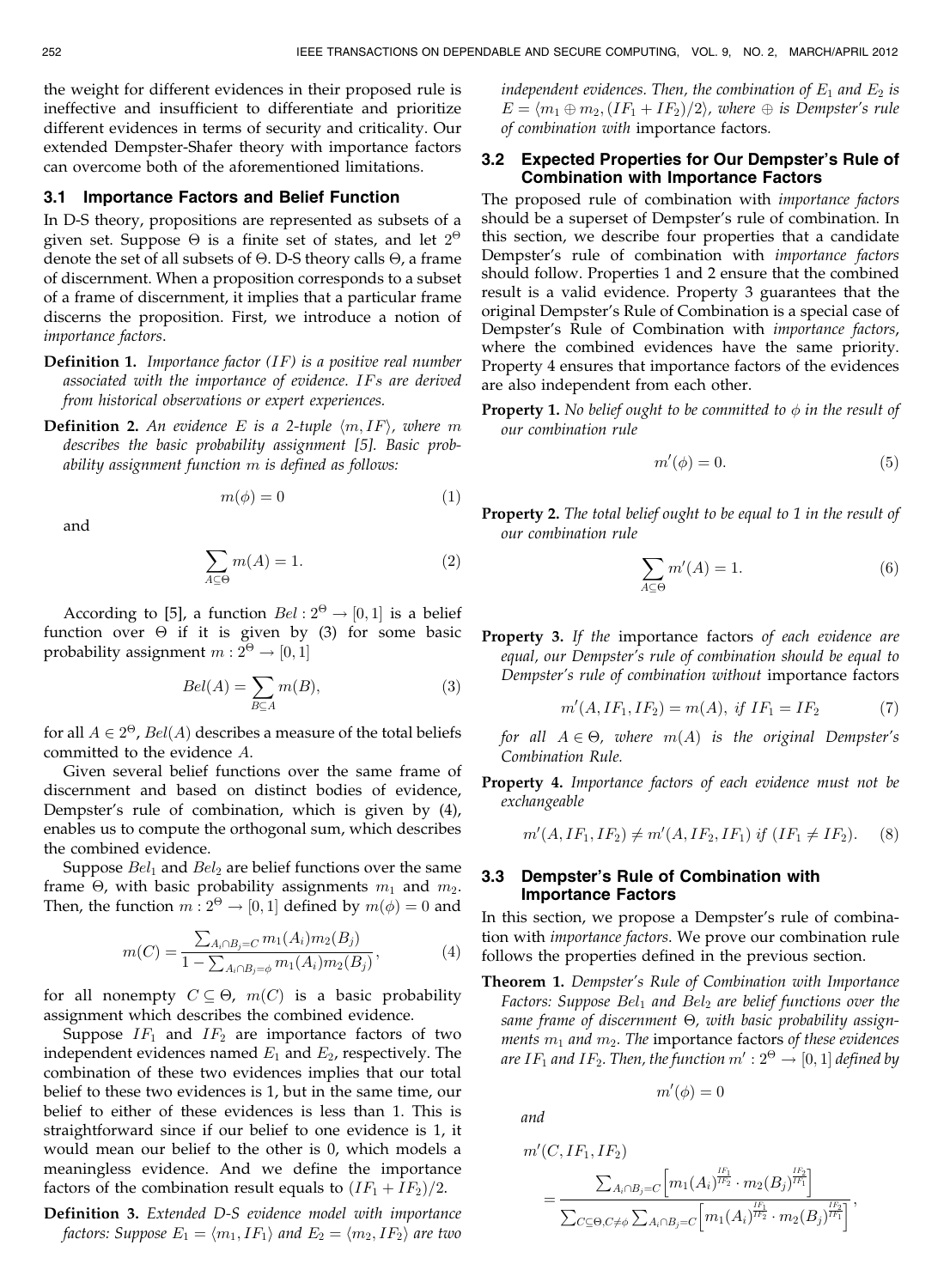the weight for different evidences in their proposed rule is ineffective and insufficient to differentiate and prioritize different evidences in terms of security and criticality. Our extended Dempster-Shafer theory with importance factors can overcome both of the aforementioned limitations.

### 3.1 Importance Factors and Belief Function

In D-S theory, propositions are represented as subsets of a given set. Suppose $\Theta$ is a finite set of states, and let $2^{\Theta}$ denote the set of all subsets of $\Theta$. D-S theory calls $\Theta$, a frame of discernment. When a proposition corresponds to a subset of a frame of discernment, it implies that a particular frame discerns the proposition. First, we introduce a notion of *importance factors*.

**Definition 1.** *Importance factor (IF) is a positive real number associated with the importance of evidence. IFs are derived from historical observations or expert experiences.*

**Definition 2.** *An evidence E is a 2-tuple $\langle m, IF \rangle$, where m describes the basic probability assignment [5]. Basic probability assignment function m is defined as follows:*

$$m(\phi) = 0 \tag{1}$$

and

$$\sum_{A \subseteq \Theta} m(A) = 1. \tag{2}$$

According to [5], a function $Bel : 2^{\Theta} \rightarrow [0, 1]$ is a belief function over $\Theta$ if it is given by (3) for some basic probability assignment $m : 2^{\Theta} \rightarrow [0, 1]$

$$Bel(A) = \sum_{B \subseteq A} m(B), \tag{3}$$

for all $A \in 2^{\Theta}$, $Bel(A)$ describes a measure of the total beliefs committed to the evidence $A$.

Given several belief functions over the same frame of discernment and based on distinct bodies of evidence, Dempster's rule of combination, which is given by (4), enables us to compute the orthogonal sum, which describes the combined evidence.

Suppose $Bel_1$ and $Bel_2$ are belief functions over the same frame $\Theta$, with basic probability assignments $m_1$ and $m_2$. Then, the function $m : 2^{\Theta} \rightarrow [0, 1]$ defined by $m(\phi) = 0$ and

$$m(C) = \frac{\sum_{A_i \cap B_j = C} m_1(A_i) m_2(B_j)}{1 - \sum_{A_i \cap B_j = \phi} m_1(A_i) m_2(B_j)}, \tag{4}$$

for all nonempty $C \subseteq \Theta$, $m(C)$ is a basic probability assignment which describes the combined evidence.

Suppose $IF_1$ and $IF_2$ are importance factors of two independent evidences named $E_1$ and $E_2$, respectively. The combination of these two evidences implies that our total belief to these two evidences is 1, but in the same time, our belief to either of these evidences is less than 1. This is straightforward since if our belief to one evidence is 1, it would mean our belief to the other is 0, which models a meaningless evidence. And we define the importance factors of the combination result equals to $(IF_1 + IF_2)/2$.

**Definition 3.** *Extended D-S evidence model with importance factors: Suppose $E_1 = \langle m_1, IF_1 \rangle$ and $E_2 = \langle m_2, IF_2 \rangle$ are two independent evidences. Then, the combination of $E_1$ and $E_2$ is $E = \langle m_1 \oplus m_2, (IF_1 + IF_2)/2 \rangle$, where $\oplus$ is Dempster's rule of combination with* importance factors.

### 3.2 Expected Properties for Our Dempster's Rule of Combination with Importance Factors

The proposed rule of combination with *importance factors* should be a superset of Dempster's rule of combination. In this section, we describe four properties that a candidate Dempster's rule of combination with *importance factors* should follow. Properties 1 and 2 ensure that the combined result is a valid evidence. Property 3 guarantees that the original Dempster's Rule of Combination is a special case of Dempster's Rule of Combination with *importance factors*, where the combined evidences have the same priority. Property 4 ensures that importance factors of the evidences are also independent from each other.

**Property 1.** *No belief ought to be committed to $\phi$ in the result of our combination rule*

$$m'(\phi) = 0. \tag{5}$$

**Property 2.** *The total belief ought to be equal to 1 in the result of our combination rule*

$$\sum_{A \subseteq \Theta} m'(A) = 1. \tag{6}$$

**Property 3.** *If the* importance factors *of each evidence are equal, our Dempster's rule of combination should be equal to Dempster's rule of combination without* importance factors

$$m'(A, IF_1, IF_2) = m(A), \text{ if } IF_1 = IF_2 \tag{7}$$

*for all $A \in \Theta$, where $m(A)$ is the original Dempster's Combination Rule.*

**Property 4.** *Importance factors of each evidence must not be exchangeable*

$$m'(A, IF_1, IF_2) \neq m'(A, IF_2, IF_1) \text{ if } (IF_1 \neq IF_2). \tag{8}$$

### 3.3 Dempster's Rule of Combination with Importance Factors

In this section, we propose a Dempster's rule of combination with *importance factors*. We prove our combination rule follows the properties defined in the previous section.

**Theorem 1.** *Dempster's Rule of Combination with Importance Factors: Suppose $Bel_1$ and $Bel_2$ are belief functions over the same frame of discernment $\Theta$, with basic probability assignments $m_1$ and $m_2$. The* importance factors *of these evidences are $IF_1$ and $IF_2$. Then, the function $m' : 2^{\Theta} \rightarrow [0, 1]$ defined by*

$$m'(\phi) = 0$$

*and*

$$m'(C, IF_1, IF_2) = \frac{\sum_{A_i \cap B_j = C} \left[ m_1(A_i)^{\frac{IF_1}{IF_2}} \cdot m_2(B_j)^{\frac{IF_2}{IF_1}} \right]}{\sum_{C \subseteq \Theta, C \neq \phi} \sum_{A_i \cap B_j = C} \left[ m_1(A_i)^{\frac{IF_1}{IF_2}} \cdot m_2(B_j)^{\frac{IF_2}{IF_1}} \right]},$$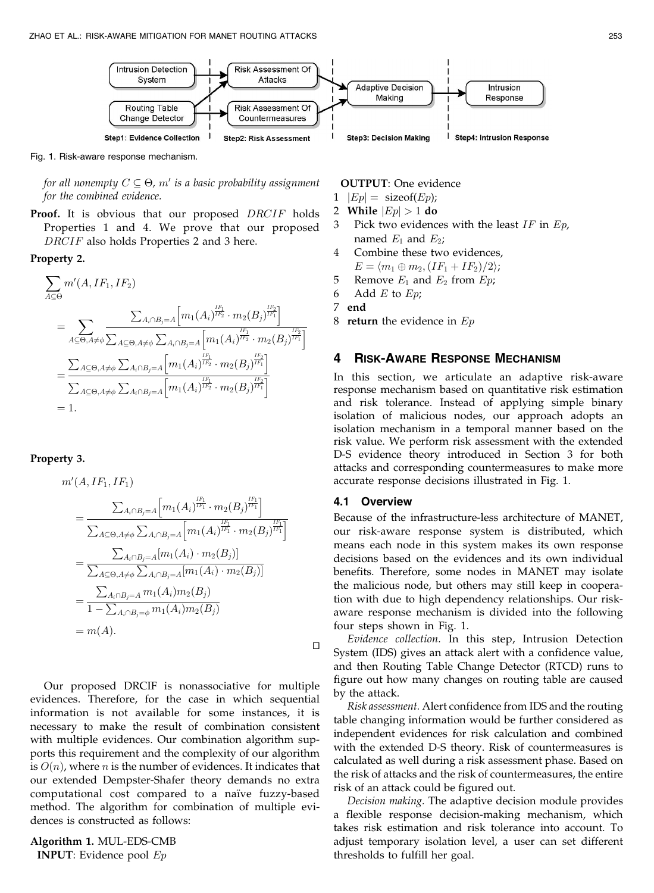Intrusion Detection System → Risk Assessment Of Attacks; Routing Table Change Detector → Risk Assessment Of Countermeasures; → Adaptive Decision Making → Intrusion Response

Step1: Evidence Collection | Step2: Risk Assessment | Step3: Decision Making | Step4: Intrusion Response

Fig. 1. Risk-aware response mechanism.

*for all nonempty $C \subseteq \Theta$, $m'$ is a basic probability assignment for the combined evidence.*

**Proof.** It is obvious that our proposed $DRCIF$ holds Properties 1 and 4. We prove that our proposed $DRCIF$ also holds Properties 2 and 3 here.

**Property 2.**

$$
\begin{aligned}
&\sum_{A \subseteq \Theta} m'(A, IF_1, IF_2) \\
&= \sum_{A \subseteq \Theta, A \neq \phi} \frac{\sum_{A_i \cap B_j = A}\left[m_1(A_i)^{\frac{IF_1}{IF_2}} \cdot m_2(B_j)^{\frac{IF_2}{IF_1}}\right]}{\sum_{A \subseteq \Theta, A \neq \phi} \sum_{A_i \cap B_j = A}\left[m_1(A_i)^{\frac{IF_1}{IF_2}} \cdot m_2(B_j)^{\frac{IF_2}{IF_1}}\right]} \\
&= \frac{\sum_{A \subseteq \Theta, A \neq \phi} \sum_{A_i \cap B_j = A}\left[m_1(A_i)^{\frac{IF_1}{IF_2}} \cdot m_2(B_j)^{\frac{IF_2}{IF_1}}\right]}{\sum_{A \subseteq \Theta, A \neq \phi} \sum_{A_i \cap B_j = A}\left[m_1(A_i)^{\frac{IF_1}{IF_2}} \cdot m_2(B_j)^{\frac{IF_2}{IF_1}}\right]} \\
&= 1.
\end{aligned}
$$

**Property 3.**

$$
\begin{aligned}
&m'(A, IF_1, IF_1) \\
&= \frac{\sum_{A_i \cap B_j = A}\left[m_1(A_i)^{\frac{IF_1}{IF_1}} \cdot m_2(B_j)^{\frac{IF_1}{IF_1}}\right]}{\sum_{A \subseteq \Theta, A \neq \phi} \sum_{A_i \cap B_j = A}\left[m_1(A_i)^{\frac{IF_1}{IF_1}} \cdot m_2(B_j)^{\frac{IF_1}{IF_1}}\right]} \\
&= \frac{\sum_{A_i \cap B_j = A}[m_1(A_i) \cdot m_2(B_j)]}{\sum_{A \subseteq \Theta, A \neq \phi} \sum_{A_i \cap B_j = A}[m_1(A_i) \cdot m_2(B_j)]} \\
&= \frac{\sum_{A_i \cap B_j = A} m_1(A_i) m_2(B_j)}{1 - \sum_{A_i \cap B_j = \phi} m_1(A_i) m_2(B_j)} \\
&= m(A).
\end{aligned}
$$

□

Our proposed DRCIF is nonassociative for multiple evidences. Therefore, for the case in which sequential information is not available for some instances, it is necessary to make the result of combination consistent with multiple evidences. Our combination algorithm supports this requirement and the complexity of our algorithm is $O(n)$, where $n$ is the number of evidences. It indicates that our extended Dempster-Shafer theory demands no extra computational cost compared to a naïve fuzzy-based method. The algorithm for combination of multiple evidences is constructed as follows:

**Algorithm 1.** MUL-EDS-CMB
**INPUT**: Evidence pool $Ep$
**OUTPUT**: One evidence
1 $|Ep| =$ sizeof($Ep$);
2 **While** $|Ep| > 1$ **do**
3 Pick two evidences with the least $IF$ in $Ep$, named $E_1$ and $E_2$;
4 Combine these two evidences, $E = \langle m_1 \oplus m_2, (IF_1 + IF_2)/2 \rangle$;
5 Remove $E_1$ and $E_2$ from $Ep$;
6 Add $E$ to $Ep$;
7 **end**
8 **return** the evidence in $Ep$

## 4 Risk-Aware Response Mechanism

In this section, we articulate an adaptive risk-aware response mechanism based on quantitative risk estimation and risk tolerance. Instead of applying simple binary isolation of malicious nodes, our approach adopts an isolation mechanism in a temporal manner based on the risk value. We perform risk assessment with the extended D-S evidence theory introduced in Section 3 for both attacks and corresponding countermeasures to make more accurate response decisions illustrated in Fig. 1.

### 4.1 Overview

Because of the infrastructure-less architecture of MANET, our risk-aware response system is distributed, which means each node in this system makes its own response decisions based on the evidences and its own individual benefits. Therefore, some nodes in MANET may isolate the malicious node, but others may still keep in cooperation with due to high dependency relationships. Our risk-aware response mechanism is divided into the following four steps shown in Fig. 1.

*Evidence collection.* In this step, Intrusion Detection System (IDS) gives an attack alert with a confidence value, and then Routing Table Change Detector (RTCD) runs to figure out how many changes on routing table are caused by the attack.

*Risk assessment.* Alert confidence from IDS and the routing table changing information would be further considered as independent evidences for risk calculation and combined with the extended D-S theory. Risk of countermeasures is calculated as well during a risk assessment phase. Based on the risk of attacks and the risk of countermeasures, the entire risk of an attack could be figured out.

*Decision making.* The adaptive decision module provides a flexible response decision-making mechanism, which takes risk estimation and risk tolerance into account. To adjust temporary isolation level, a user can set different thresholds to fulfill her goal.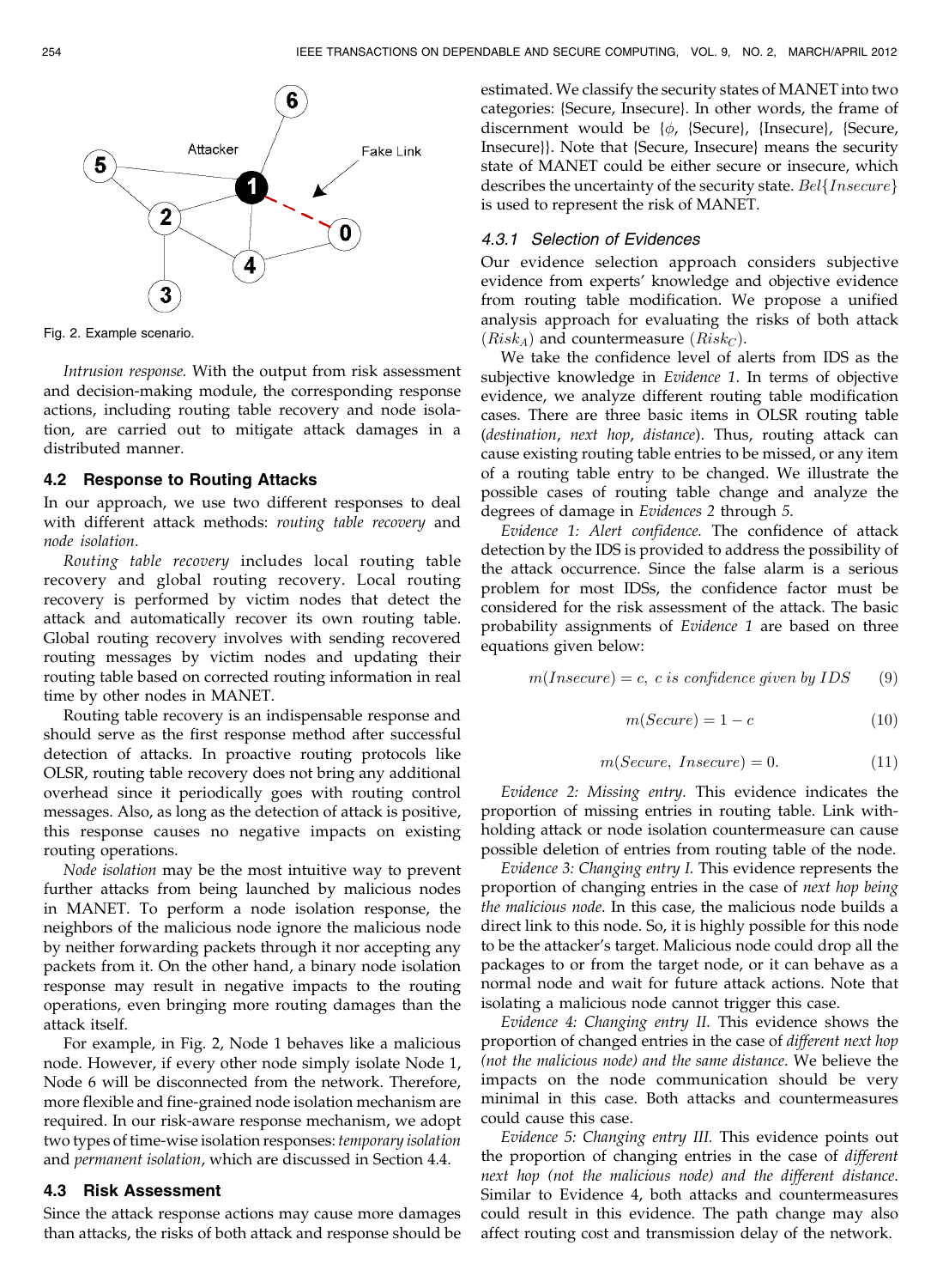Fig. 2. Example scenario.

*Intrusion response.* With the output from risk assessment and decision-making module, the corresponding response actions, including routing table recovery and node isolation, are carried out to mitigate attack damages in a distributed manner.

### 4.2 Response to Routing Attacks

In our approach, we use two different responses to deal with different attack methods: *routing table recovery* and *node isolation*.

*Routing table recovery* includes local routing table recovery and global routing recovery. Local routing recovery is performed by victim nodes that detect the attack and automatically recover its own routing table. Global routing recovery involves with sending recovered routing messages by victim nodes and updating their routing table based on corrected routing information in real time by other nodes in MANET.

Routing table recovery is an indispensable response and should serve as the first response method after successful detection of attacks. In proactive routing protocols like OLSR, routing table recovery does not bring any additional overhead since it periodically goes with routing control messages. Also, as long as the detection of attack is positive, this response causes no negative impacts on existing routing operations.

*Node isolation* may be the most intuitive way to prevent further attacks from being launched by malicious nodes in MANET. To perform a node isolation response, the neighbors of the malicious node ignore the malicious node by neither forwarding packets through it nor accepting any packets from it. On the other hand, a binary node isolation response may result in negative impacts to the routing operations, even bringing more routing damages than the attack itself.

For example, in Fig. 2, Node 1 behaves like a malicious node. However, if every other node simply isolate Node 1, Node 6 will be disconnected from the network. Therefore, more flexible and fine-grained node isolation mechanism are required. In our risk-aware response mechanism, we adopt two types of time-wise isolation responses: *temporary isolation* and *permanent isolation*, which are discussed in Section 4.4.

### 4.3 Risk Assessment

Since the attack response actions may cause more damages than attacks, the risks of both attack and response should be estimated. We classify the security states of MANET into two categories: {Secure, Insecure}. In other words, the frame of discernment would be {$\phi$, {Secure}, {Insecure}, {Secure, Insecure}}. Note that {Secure, Insecure} means the security state of MANET could be either secure or insecure, which describes the uncertainty of the security state. $Bel\{Insecure\}$ is used to represent the risk of MANET.

#### 4.3.1 Selection of Evidences

Our evidence selection approach considers subjective evidence from experts' knowledge and objective evidence from routing table modification. We propose a unified analysis approach for evaluating the risks of both attack ($Risk_A$) and countermeasure ($Risk_C$).

We take the confidence level of alerts from IDS as the subjective knowledge in *Evidence 1*. In terms of objective evidence, we analyze different routing table modification cases. There are three basic items in OLSR routing table (*destination*, *next hop*, *distance*). Thus, routing attack can cause existing routing table entries to be missed, or any item of a routing table entry to be changed. We illustrate the possible cases of routing table change and analyze the degrees of damage in *Evidences 2* through *5*.

*Evidence 1: Alert confidence.* The confidence of attack detection by the IDS is provided to address the possibility of the attack occurrence. Since the false alarm is a serious problem for most IDSs, the confidence factor must be considered for the risk assessment of the attack. The basic probability assignments of *Evidence 1* are based on three equations given below:

$$m(Insecure) = c, \ c \ is \ confidence \ given \ by \ IDS \tag{9}$$

$$m(Secure) = 1 - c \tag{10}$$

$$m(Secure, \ Insecure) = 0. \tag{11}$$

*Evidence 2: Missing entry.* This evidence indicates the proportion of missing entries in routing table. Link withholding attack or node isolation countermeasure can cause possible deletion of entries from routing table of the node.

*Evidence 3: Changing entry I.* This evidence represents the proportion of changing entries in the case of *next hop being the malicious node*. In this case, the malicious node builds a direct link to this node. So, it is highly possible for this node to be the attacker's target. Malicious node could drop all the packages to or from the target node, or it can behave as a normal node and wait for future attack actions. Note that isolating a malicious node cannot trigger this case.

*Evidence 4: Changing entry II.* This evidence shows the proportion of changed entries in the case of *different next hop (not the malicious node) and the same distance*. We believe the impacts on the node communication should be very minimal in this case. Both attacks and countermeasures could cause this case.

*Evidence 5: Changing entry III.* This evidence points out the proportion of changing entries in the case of *different next hop (not the malicious node) and the different distance*. Similar to Evidence 4, both attacks and countermeasures could result in this evidence. The path change may also affect routing cost and transmission delay of the network.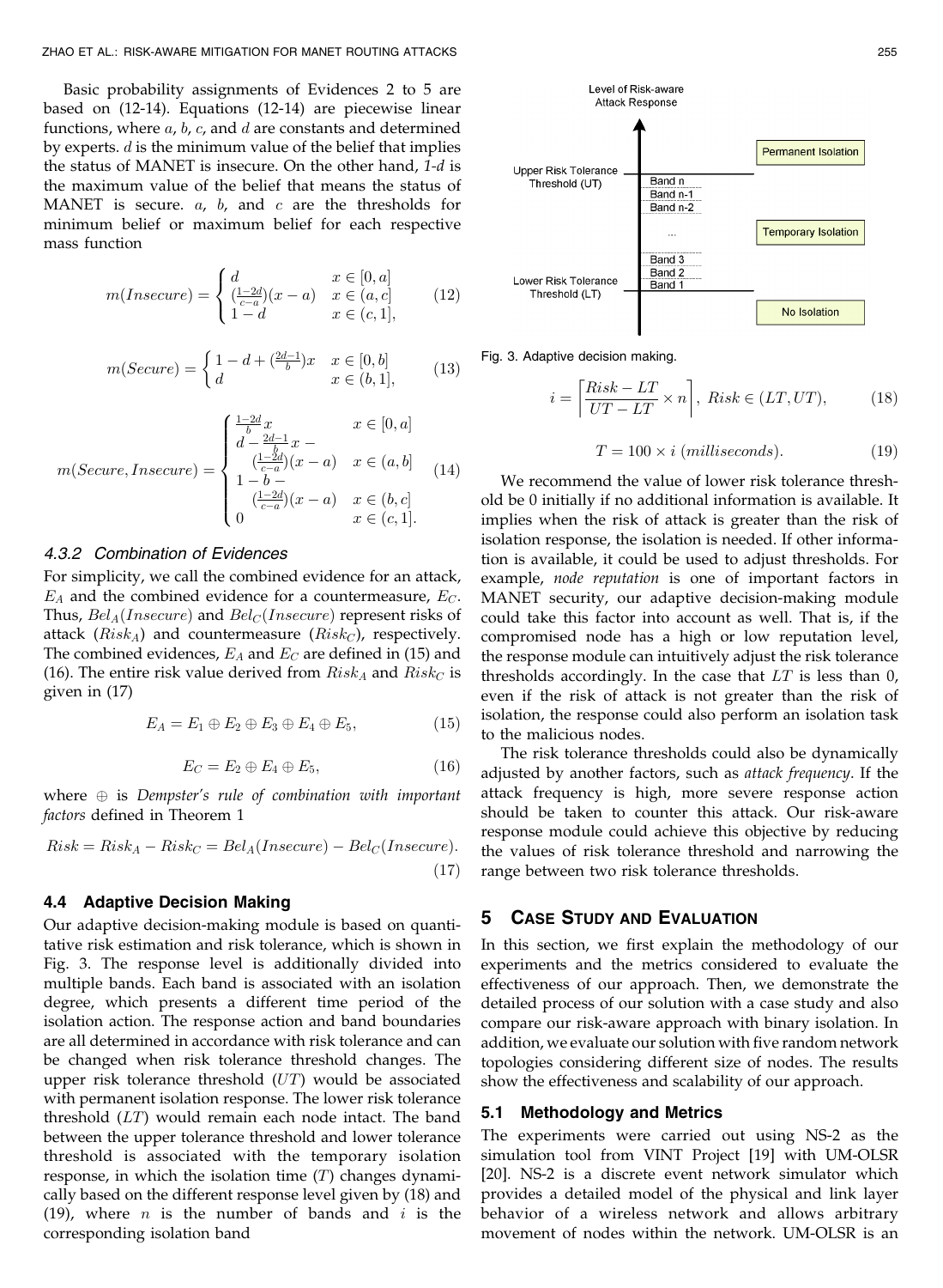Basic probability assignments of Evidences 2 to 5 are based on (12-14). Equations (12-14) are piecewise linear functions, where $a$, $b$, $c$, and $d$ are constants and determined by experts. $d$ is the minimum value of the belief that implies the status of MANET is insecure. On the other hand, $1\text{-}d$ is the maximum value of the belief that means the status of MANET is secure. $a$, $b$, and $c$ are the thresholds for minimum belief or maximum belief for each respective mass function

$$m(Insecure) = \begin{cases} d & x \in [0, a] \\ (\frac{1-2d}{c-a})(x-a) & x \in (a, c] \\ 1-d & x \in (c, 1], \end{cases} \tag{12}$$

$$m(Secure) = \begin{cases} 1-d+(\frac{2d-1}{b})x & x \in [0, b] \\ d & x \in (b, 1], \end{cases} \tag{13}$$

$$m(Secure, Insecure) = \begin{cases} \frac{1-2d}{b}x & x \in [0, a] \\ d - \frac{2d-1}{b}x - (\frac{1-2d}{c-a})(x-a) & x \in (a, b] \\ 1-b-(\frac{1-2d}{c-a})(x-a) & x \in (b, c] \\ 0 & x \in (c, 1]. \end{cases} \tag{14}$$

#### 4.3.2 Combination of Evidences

For simplicity, we call the combined evidence for an attack, $E_A$ and the combined evidence for a countermeasure, $E_C$. Thus, $Bel_A(Insecure)$ and $Bel_C(Insecure)$ represent risks of attack ($Risk_A$) and countermeasure ($Risk_C$), respectively. The combined evidences, $E_A$ and $E_C$ are defined in (15) and (16). The entire risk value derived from $Risk_A$ and $Risk_C$ is given in (17)

$$E_A = E_1 \oplus E_2 \oplus E_3 \oplus E_4 \oplus E_5, \tag{15}$$

$$E_C = E_2 \oplus E_4 \oplus E_5, \tag{16}$$

where $\oplus$ is *Dempster's rule of combination with important factors* defined in Theorem 1

$$Risk = Risk_A - Risk_C = Bel_A(Insecure) - Bel_C(Insecure). \tag{17}$$

### 4.4 Adaptive Decision Making

Our adaptive decision-making module is based on quantitative risk estimation and risk tolerance, which is shown in Fig. 3. The response level is additionally divided into multiple bands. Each band is associated with an isolation degree, which presents a different time period of the isolation action. The response action and band boundaries are all determined in accordance with risk tolerance and can be changed when risk tolerance threshold changes. The upper risk tolerance threshold ($UT$) would be associated with permanent isolation response. The lower risk tolerance threshold ($LT$) would remain each node intact. The band between the upper tolerance threshold and lower tolerance threshold is associated with the temporary isolation response, in which the isolation time ($T$) changes dynamically based on the different response level given by (18) and (19), where $n$ is the number of bands and $i$ is the corresponding isolation band

Level of Risk-aware Attack Response

Upper Risk Tolerance Threshold (UT)

Lower Risk Tolerance Threshold (LT)

Band n
Band n-1
Band n-2
...
Band 3
Band 2
Band 1

Permanent Isolation

Temporary Isolation

No Isolation

Fig. 3. Adaptive decision making.

$$i = \left\lceil \frac{Risk - LT}{UT - LT} \times n \right\rceil, \; Risk \in (LT, UT), \tag{18}$$

$$T = 100 \times i \; (milliseconds). \tag{19}$$

We recommend the value of lower risk tolerance threshold be 0 initially if no additional information is available. It implies when the risk of attack is greater than the risk of isolation response, the isolation is needed. If other information is available, it could be used to adjust thresholds. For example, *node reputation* is one of important factors in MANET security, our adaptive decision-making module could take this factor into account as well. That is, if the compromised node has a high or low reputation level, the response module can intuitively adjust the risk tolerance thresholds accordingly. In the case that $LT$ is less than 0, even if the risk of attack is not greater than the risk of isolation, the response could also perform an isolation task to the malicious nodes.

The risk tolerance thresholds could also be dynamically adjusted by another factors, such as *attack frequency*. If the attack frequency is high, more severe response action should be taken to counter this attack. Our risk-aware response module could achieve this objective by reducing the values of risk tolerance threshold and narrowing the range between two risk tolerance thresholds.

## 5 Case Study and Evaluation

In this section, we first explain the methodology of our experiments and the metrics considered to evaluate the effectiveness of our approach. Then, we demonstrate the detailed process of our solution with a case study and also compare our risk-aware approach with binary isolation. In addition, we evaluate our solution with five random network topologies considering different size of nodes. The results show the effectiveness and scalability of our approach.

### 5.1 Methodology and Metrics

The experiments were carried out using NS-2 as the simulation tool from VINT Project [19] with UM-OLSR [20]. NS-2 is a discrete event network simulator which provides a detailed model of the physical and link layer behavior of a wireless network and allows arbitrary movement of nodes within the network. UM-OLSR is an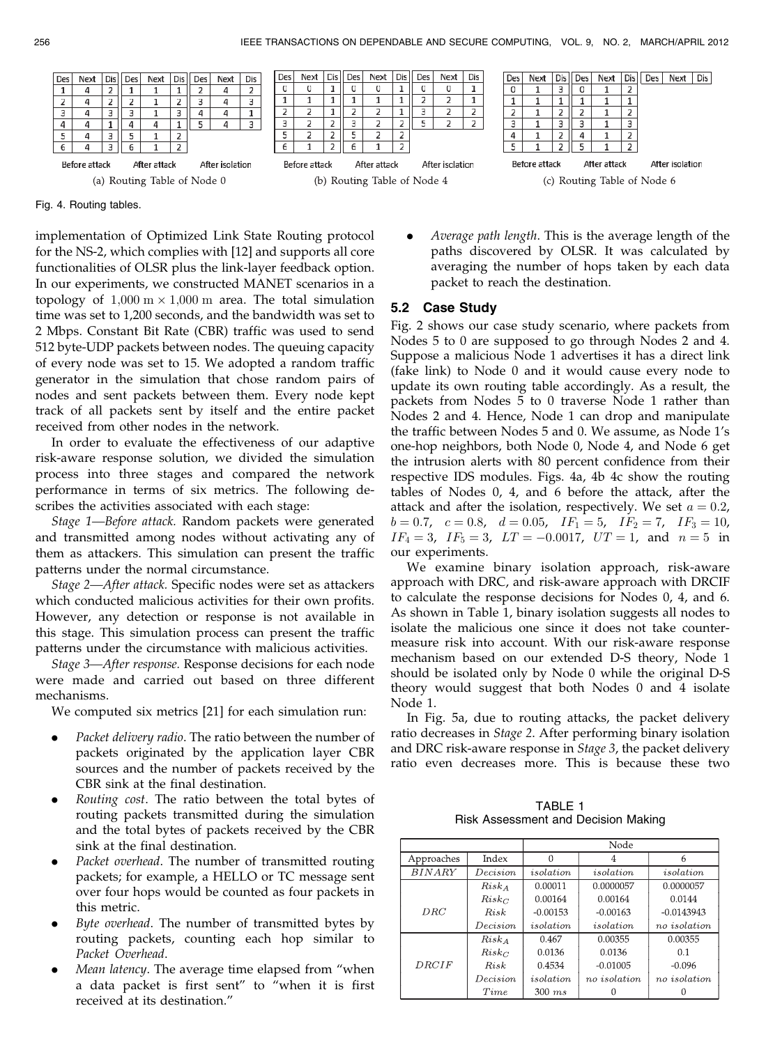**(a) Routing Table of Node 0**

Before attack:

| Des | Next | Dis |
|---|---|---|
| 1 | 4 | 2 |
| 2 | 4 | 2 |
| 3 | 4 | 3 |
| 4 | 4 | 1 |
| 5 | 4 | 3 |
| 6 | 4 | 3 |

After attack:

| Des | Next | Dis |
|---|---|---|
| 1 | 1 | 1 |
| 2 | 1 | 2 |
| 3 | 1 | 3 |
| 4 | 4 | 1 |
| 5 | 1 | 2 |
| 6 | 1 | 2 |

After isolation:

| Des | Next | Dis |
|---|---|---|
| 2 | 4 | 2 |
| 3 | 4 | 3 |
| 4 | 4 | 1 |
| 5 | 4 | 3 |

**(b) Routing Table of Node 4**

Before attack:

| Des | Next | Dis |
|---|---|---|
| 0 | 0 | 1 |
| 1 | 1 | 1 |
| 2 | 2 | 1 |
| 3 | 2 | 2 |
| 5 | 2 | 2 |
| 6 | 1 | 2 |

After attack:

| Des | Next | Dis |
|---|---|---|
| 0 | 0 | 1 |
| 1 | 1 | 1 |
| 2 | 2 | 1 |
| 3 | 2 | 2 |
| 5 | 2 | 2 |
| 6 | 1 | 2 |

After isolation:

| Des | Next | Dis |
|---|---|---|
| 0 | 0 | 1 |
| 2 | 2 | 1 |
| 3 | 2 | 2 |
| 5 | 2 | 2 |

**(c) Routing Table of Node 6**

Before attack:

| Des | Next | Dis |
|---|---|---|
| 0 | 1 | 3 |
| 1 | 1 | 1 |
| 2 | 1 | 2 |
| 3 | 1 | 3 |
| 4 | 1 | 2 |
| 5 | 1 | 2 |

After attack:

| Des | Next | Dis |
|---|---|---|
| 0 | 1 | 2 |
| 1 | 1 | 1 |
| 2 | 1 | 2 |
| 3 | 1 | 3 |
| 4 | 1 | 2 |
| 5 | 1 | 2 |

After isolation:

| Des | Next | Dis |
|---|---|---|

Fig. 4. Routing tables.

implementation of Optimized Link State Routing protocol for the NS-2, which complies with [12] and supports all core functionalities of OLSR plus the link-layer feedback option. In our experiments, we constructed MANET scenarios in a topology of $1{,}000\ \text{m} \times 1{,}000\ \text{m}$ area. The total simulation time was set to 1,200 seconds, and the bandwidth was set to 2 Mbps. Constant Bit Rate (CBR) traffic was used to send 512 byte-UDP packets between nodes. The queuing capacity of every node was set to 15. We adopted a random traffic generator in the simulation that chose random pairs of nodes and sent packets between them. Every node kept track of all packets sent by itself and the entire packet received from other nodes in the network.

In order to evaluate the effectiveness of our adaptive risk-aware response solution, we divided the simulation process into three stages and compared the network performance in terms of six metrics. The following describes the activities associated with each stage:

*Stage 1—Before attack.* Random packets were generated and transmitted among nodes without activating any of them as attackers. This simulation can present the traffic patterns under the normal circumstance.

*Stage 2—After attack.* Specific nodes were set as attackers which conducted malicious activities for their own profits. However, any detection or response is not available in this stage. This simulation process can present the traffic patterns under the circumstance with malicious activities.

*Stage 3—After response.* Response decisions for each node were made and carried out based on three different mechanisms.

We computed six metrics [21] for each simulation run:

- *Packet delivery radio*. The ratio between the number of packets originated by the application layer CBR sources and the number of packets received by the CBR sink at the final destination.
- *Routing cost*. The ratio between the total bytes of routing packets transmitted during the simulation and the total bytes of packets received by the CBR sink at the final destination.
- *Packet overhead*. The number of transmitted routing packets; for example, a HELLO or TC message sent over four hops would be counted as four packets in this metric.
- *Byte overhead*. The number of transmitted bytes by routing packets, counting each hop similar to *Packet Overhead*.
- *Mean latency*. The average time elapsed from "when a data packet is first sent" to "when it is first received at its destination."
- *Average path length*. This is the average length of the paths discovered by OLSR. It was calculated by averaging the number of hops taken by each data packet to reach the destination.

### 5.2 Case Study

Fig. 2 shows our case study scenario, where packets from Nodes 5 to 0 are supposed to go through Nodes 2 and 4. Suppose a malicious Node 1 advertises it has a direct link (fake link) to Node 0 and it would cause every node to update its own routing table accordingly. As a result, the packets from Nodes 5 to 0 traverse Node 1 rather than Nodes 2 and 4. Hence, Node 1 can drop and manipulate the traffic between Nodes 5 and 0. We assume, as Node 1's one-hop neighbors, both Node 0, Node 4, and Node 6 get the intrusion alerts with 80 percent confidence from their respective IDS modules. Figs. 4a, 4b 4c show the routing tables of Nodes 0, 4, and 6 before the attack, after the attack and after the isolation, respectively. We set $a = 0.2$, $b = 0.7$, $c = 0.8$, $d = 0.05$, $IF_1 = 5$, $IF_2 = 7$, $IF_3 = 10$, $IF_4 = 3$, $IF_5 = 3$, $LT = -0.0017$, $UT = 1$, and $n = 5$ in our experiments.

We examine binary isolation approach, risk-aware approach with DRC, and risk-aware approach with DRCIF to calculate the response decisions for Nodes 0, 4, and 6. As shown in Table 1, binary isolation suggests all nodes to isolate the malicious one since it does not take countermeasure risk into account. With our risk-aware response mechanism based on our extended D-S theory, Node 1 should be isolated only by Node 0 while the original D-S theory would suggest that both Nodes 0 and 4 isolate Node 1.

In Fig. 5a, due to routing attacks, the packet delivery ratio decreases in *Stage 2*. After performing binary isolation and DRC risk-aware response in *Stage 3*, the packet delivery ratio even decreases more. This is because these two

TABLE 1
Risk Assessment and Decision Making

| | | Node | | |
|---|---|---|---|---|
| Approaches | Index | 0 | 4 | 6 |
| *BINARY* | *Decision* | *isolation* | *isolation* | *isolation* |
| *DRC* | $Risk_A$ | 0.00011 | 0.0000057 | 0.0000057 |
| | $Risk_C$ | 0.00164 | 0.00164 | 0.0144 |
| | $Risk$ | -0.00153 | -0.00163 | -0.0143943 |
| | *Decision* | *isolation* | *isolation* | *no isolation* |
| *DRCIF* | $Risk_A$ | 0.467 | 0.00355 | 0.00355 |
| | $Risk_C$ | 0.0136 | 0.0136 | 0.1 |
| | $Risk$ | 0.4534 | -0.01005 | -0.096 |
| | *Decision* | *isolation* | *no isolation* | *no isolation* |
| | *Time* | 300 *ms* | 0 | 0 |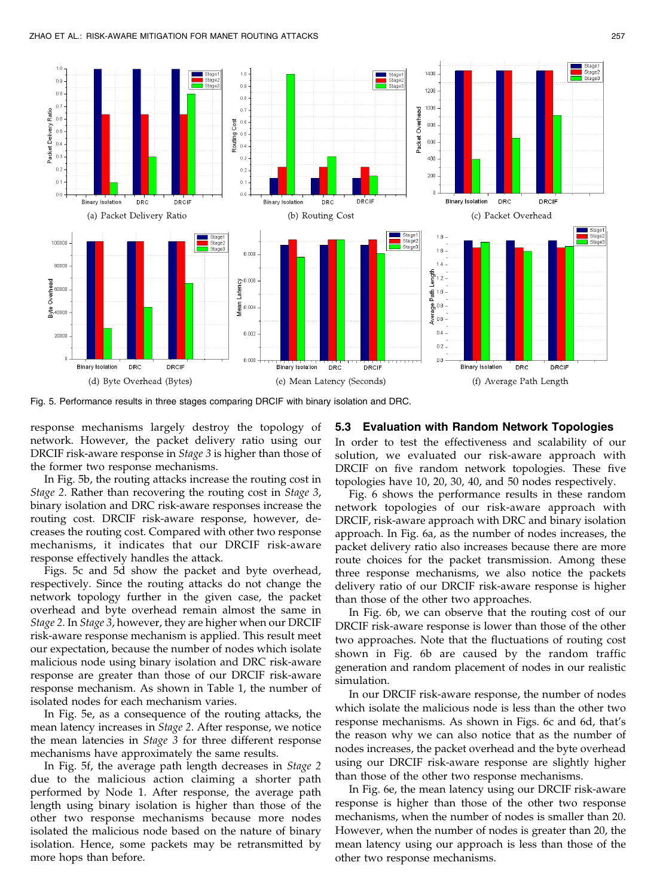(a) Packet Delivery Ratio

(b) Routing Cost

(c) Packet Overhead

(d) Byte Overhead (Bytes)

(e) Mean Latency (Seconds)

(f) Average Path Length

Fig. 5. Performance results in three stages comparing DRCIF with binary isolation and DRC.

response mechanisms largely destroy the topology of network. However, the packet delivery ratio using our DRCIF risk-aware response in *Stage 3* is higher than those of the former two response mechanisms.

In Fig. 5b, the routing attacks increase the routing cost in *Stage 2*. Rather than recovering the routing cost in *Stage 3*, binary isolation and DRC risk-aware responses increase the routing cost. DRCIF risk-aware response, however, decreases the routing cost. Compared with other two response mechanisms, it indicates that our DRCIF risk-aware response effectively handles the attack.

Figs. 5c and 5d show the packet and byte overhead, respectively. Since the routing attacks do not change the network topology further in the given case, the packet overhead and byte overhead remain almost the same in *Stage 2*. In *Stage 3*, however, they are higher when our DRCIF risk-aware response mechanism is applied. This result meet our expectation, because the number of nodes which isolate malicious node using binary isolation and DRC risk-aware response are greater than those of our DRCIF risk-aware response mechanism. As shown in Table 1, the number of isolated nodes for each mechanism varies.

In Fig. 5e, as a consequence of the routing attacks, the mean latency increases in *Stage 2*. After response, we notice the mean latencies in *Stage 3* for three different response mechanisms have approximately the same results.

In Fig. 5f, the average path length decreases in *Stage 2* due to the malicious action claiming a shorter path performed by Node 1. After response, the average path length using binary isolation is higher than those of the other two response mechanisms because more nodes isolated the malicious node based on the nature of binary isolation. Hence, some packets may be retransmitted by more hops than before.

### 5.3 Evaluation with Random Network Topologies

In order to test the effectiveness and scalability of our solution, we evaluated our risk-aware approach with DRCIF on five random network topologies. These five topologies have 10, 20, 30, 40, and 50 nodes respectively.

Fig. 6 shows the performance results in these random network topologies of our risk-aware approach with DRCIF, risk-aware approach with DRC and binary isolation approach. In Fig. 6a, as the number of nodes increases, the packet delivery ratio also increases because there are more route choices for the packet transmission. Among these three response mechanisms, we also notice the packets delivery ratio of our DRCIF risk-aware response is higher than those of the other two approaches.

In Fig. 6b, we can observe that the routing cost of our DRCIF risk-aware response is lower than those of the other two approaches. Note that the fluctuations of routing cost shown in Fig. 6b are caused by the random traffic generation and random placement of nodes in our realistic simulation.

In our DRCIF risk-aware response, the number of nodes which isolate the malicious node is less than the other two response mechanisms. As shown in Figs. 6c and 6d, that's the reason why we can also notice that as the number of nodes increases, the packet overhead and the byte overhead using our DRCIF risk-aware response are slightly higher than those of the other two response mechanisms.

In Fig. 6e, the mean latency using our DRCIF risk-aware response is higher than those of the other two response mechanisms, when the number of nodes is smaller than 20. However, when the number of nodes is greater than 20, the mean latency using our approach is less than those of the other two response mechanisms.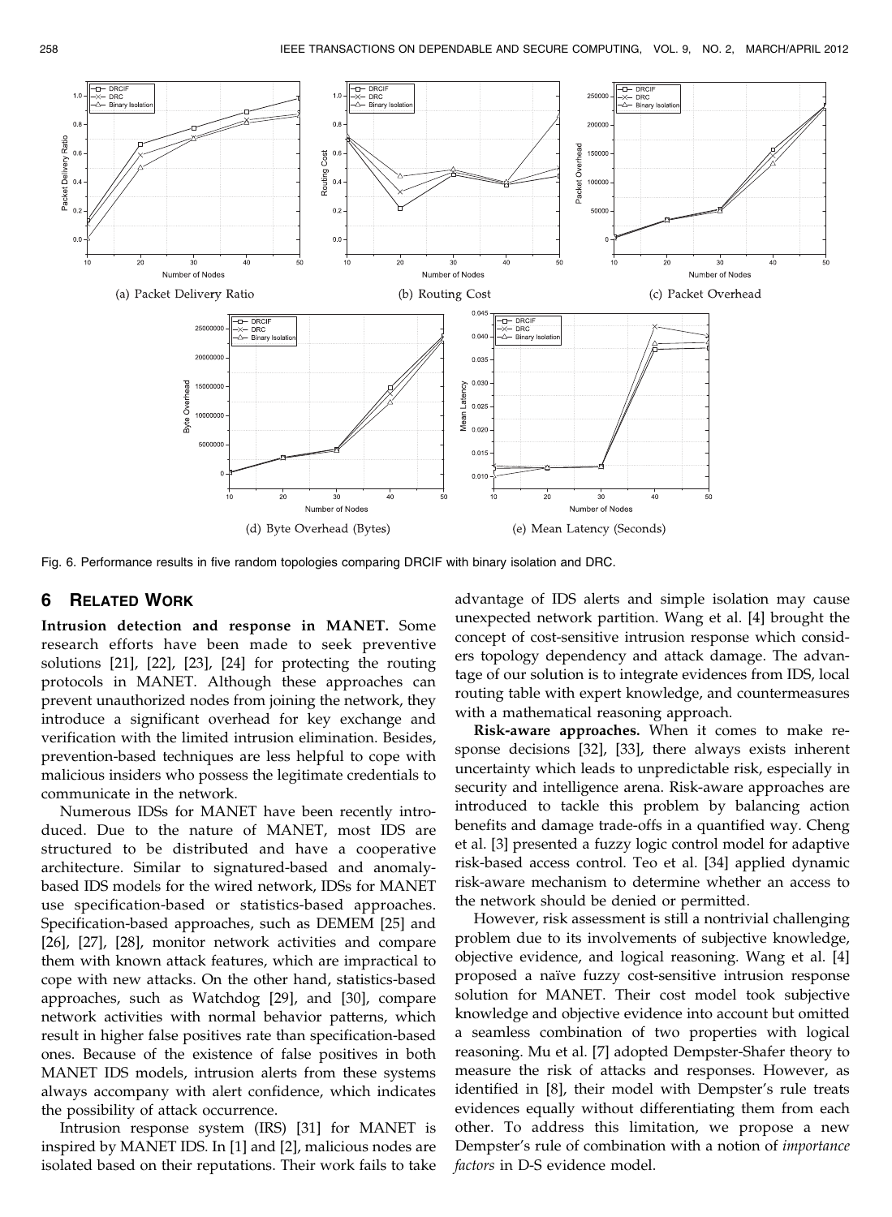Fig. 6. Performance results in five random topologies comparing DRCIF with binary isolation and DRC.

## 6 Related Work

**Intrusion detection and response in MANET.** Some research efforts have been made to seek preventive solutions [21], [22], [23], [24] for protecting the routing protocols in MANET. Although these approaches can prevent unauthorized nodes from joining the network, they introduce a significant overhead for key exchange and verification with the limited intrusion elimination. Besides, prevention-based techniques are less helpful to cope with malicious insiders who possess the legitimate credentials to communicate in the network.

Numerous IDSs for MANET have been recently introduced. Due to the nature of MANET, most IDS are structured to be distributed and have a cooperative architecture. Similar to signatured-based and anomaly-based IDS models for the wired network, IDSs for MANET use specification-based or statistics-based approaches. Specification-based approaches, such as DEMEM [25] and [26], [27], [28], monitor network activities and compare them with known attack features, which are impractical to cope with new attacks. On the other hand, statistics-based approaches, such as Watchdog [29], and [30], compare network activities with normal behavior patterns, which result in higher false positives rate than specification-based ones. Because of the existence of false positives in both MANET IDS models, intrusion alerts from these systems always accompany with alert confidence, which indicates the possibility of attack occurrence.

Intrusion response system (IRS) [31] for MANET is inspired by MANET IDS. In [1] and [2], malicious nodes are isolated based on their reputations. Their work fails to take advantage of IDS alerts and simple isolation may cause unexpected network partition. Wang et al. [4] brought the concept of cost-sensitive intrusion response which considers topology dependency and attack damage. The advantage of our solution is to integrate evidences from IDS, local routing table with expert knowledge, and countermeasures with a mathematical reasoning approach.

**Risk-aware approaches.** When it comes to make response decisions [32], [33], there always exists inherent uncertainty which leads to unpredictable risk, especially in security and intelligence arena. Risk-aware approaches are introduced to tackle this problem by balancing action benefits and damage trade-offs in a quantified way. Cheng et al. [3] presented a fuzzy logic control model for adaptive risk-based access control. Teo et al. [34] applied dynamic risk-aware mechanism to determine whether an access to the network should be denied or permitted.

However, risk assessment is still a nontrivial challenging problem due to its involvements of subjective knowledge, objective evidence, and logical reasoning. Wang et al. [4] proposed a naïve fuzzy cost-sensitive intrusion response solution for MANET. Their cost model took subjective knowledge and objective evidence into account but omitted a seamless combination of two properties with logical reasoning. Mu et al. [7] adopted Dempster-Shafer theory to measure the risk of attacks and responses. However, as identified in [8], their model with Dempster's rule treats evidences equally without differentiating them from each other. To address this limitation, we propose a new Dempster's rule of combination with a notion of *importance factors* in D-S evidence model.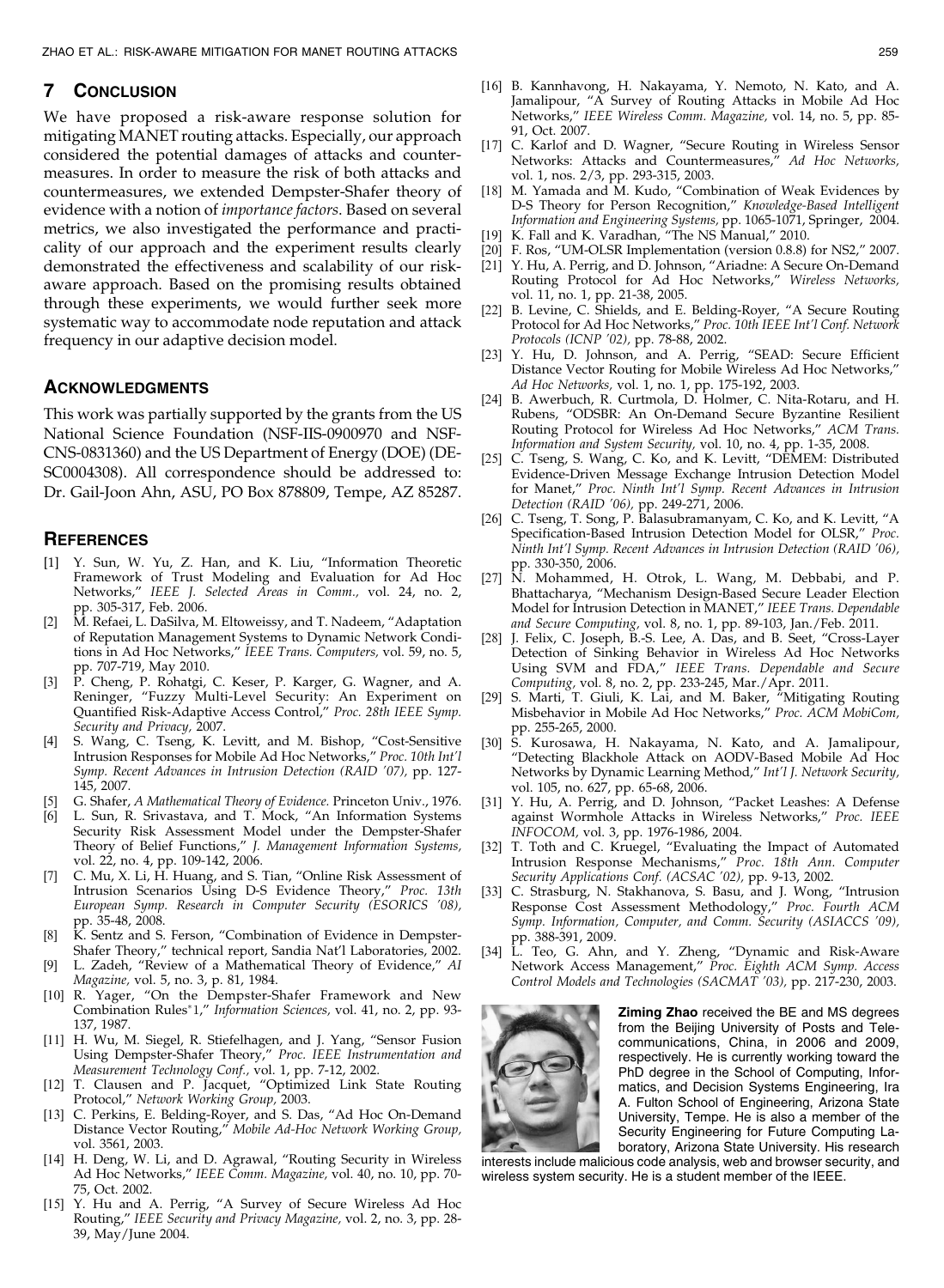## 7 Conclusion

We have proposed a risk-aware response solution for mitigating MANET routing attacks. Especially, our approach considered the potential damages of attacks and countermeasures. In order to measure the risk of both attacks and countermeasures, we extended Dempster-Shafer theory of evidence with a notion of *importance factors*. Based on several metrics, we also investigated the performance and practicality of our approach and the experiment results clearly demonstrated the effectiveness and scalability of our risk-aware approach. Based on the promising results obtained through these experiments, we would further seek more systematic way to accommodate node reputation and attack frequency in our adaptive decision model.

## Acknowledgments

This work was partially supported by the grants from the US National Science Foundation (NSF-IIS-0900970 and NSF-CNS-0831360) and the US Department of Energy (DOE) (DE-SC0004308). All correspondence should be addressed to: Dr. Gail-Joon Ahn, ASU, PO Box 878809, Tempe, AZ 85287.

## References

[1] Y. Sun, W. Yu, Z. Han, and K. Liu, "Information Theoretic Framework of Trust Modeling and Evaluation for Ad Hoc Networks," *IEEE J. Selected Areas in Comm.,* vol. 24, no. 2, pp. 305-317, Feb. 2006.

[2] M. Refaei, L. DaSilva, M. Eltoweissy, and T. Nadeem, "Adaptation of Reputation Management Systems to Dynamic Network Conditions in Ad Hoc Networks," *IEEE Trans. Computers,* vol. 59, no. 5, pp. 707-719, May 2010.

[3] P. Cheng, P. Rohatgi, C. Keser, P. Karger, G. Wagner, and A. Reninger, "Fuzzy Multi-Level Security: An Experiment on Quantified Risk-Adaptive Access Control," *Proc. 28th IEEE Symp. Security and Privacy,* 2007.

[4] S. Wang, C. Tseng, K. Levitt, and M. Bishop, "Cost-Sensitive Intrusion Responses for Mobile Ad Hoc Networks," *Proc. 10th Int'l Symp. Recent Advances in Intrusion Detection (RAID '07),* pp. 127-145, 2007.

[5] G. Shafer, *A Mathematical Theory of Evidence.* Princeton Univ., 1976.

[6] L. Sun, R. Srivastava, and T. Mock, "An Information Systems Security Risk Assessment Model under the Dempster-Shafer Theory of Belief Functions," *J. Management Information Systems,* vol. 22, no. 4, pp. 109-142, 2006.

[7] C. Mu, X. Li, H. Huang, and S. Tian, "Online Risk Assessment of Intrusion Scenarios Using D-S Evidence Theory," *Proc. 13th European Symp. Research in Computer Security (ESORICS '08),* pp. 35-48, 2008.

[8] K. Sentz and S. Ferson, "Combination of Evidence in Dempster-Shafer Theory," technical report, Sandia Nat'l Laboratories, 2002.

[9] L. Zadeh, "Review of a Mathematical Theory of Evidence," *AI Magazine,* vol. 5, no. 3, p. 81, 1984.

[10] R. Yager, "On the Dempster-Shafer Framework and New Combination Rules*1," *Information Sciences,* vol. 41, no. 2, pp. 93-137, 1987.

[11] H. Wu, M. Siegel, R. Stiefelhagen, and J. Yang, "Sensor Fusion Using Dempster-Shafer Theory," *Proc. IEEE Instrumentation and Measurement Technology Conf.,* vol. 1, pp. 7-12, 2002.

[12] T. Clausen and P. Jacquet, "Optimized Link State Routing Protocol," *Network Working Group,* 2003.

[13] C. Perkins, E. Belding-Royer, and S. Das, "Ad Hoc On-Demand Distance Vector Routing," *Mobile Ad-Hoc Network Working Group,* vol. 3561, 2003.

[14] H. Deng, W. Li, and D. Agrawal, "Routing Security in Wireless Ad Hoc Networks," *IEEE Comm. Magazine,* vol. 40, no. 10, pp. 70-75, Oct. 2002.

[15] Y. Hu and A. Perrig, "A Survey of Secure Wireless Ad Hoc Routing," *IEEE Security and Privacy Magazine,* vol. 2, no. 3, pp. 28-39, May/June 2004.

[16] B. Kannhavong, H. Nakayama, Y. Nemoto, N. Kato, and A. Jamalipour, "A Survey of Routing Attacks in Mobile Ad Hoc Networks," *IEEE Wireless Comm. Magazine,* vol. 14, no. 5, pp. 85-91, Oct. 2007.

[17] C. Karlof and D. Wagner, "Secure Routing in Wireless Sensor Networks: Attacks and Countermeasures," *Ad Hoc Networks,* vol. 1, nos. 2/3, pp. 293-315, 2003.

[18] M. Yamada and M. Kudo, "Combination of Weak Evidences by D-S Theory for Person Recognition," *Knowledge-Based Intelligent Information and Engineering Systems,* pp. 1065-1071, Springer, 2004.

[19] K. Fall and K. Varadhan, "The NS Manual," 2010.

[20] F. Ros, "UM-OLSR Implementation (version 0.8.8) for NS2," 2007.

[21] Y. Hu, A. Perrig, and D. Johnson, "Ariadne: A Secure On-Demand Routing Protocol for Ad Hoc Networks," *Wireless Networks,* vol. 11, no. 1, pp. 21-38, 2005.

[22] B. Levine, C. Shields, and E. Belding-Royer, "A Secure Routing Protocol for Ad Hoc Networks," *Proc. 10th IEEE Int'l Conf. Network Protocols (ICNP '02),* pp. 78-88, 2002.

[23] Y. Hu, D. Johnson, and A. Perrig, "SEAD: Secure Efficient Distance Vector Routing for Mobile Wireless Ad Hoc Networks," *Ad Hoc Networks,* vol. 1, no. 1, pp. 175-192, 2003.

[24] B. Awerbuch, R. Curtmola, D. Holmer, C. Nita-Rotaru, and H. Rubens, "ODSBR: An On-Demand Secure Byzantine Resilient Routing Protocol for Wireless Ad Hoc Networks," *ACM Trans. Information and System Security,* vol. 10, no. 4, pp. 1-35, 2008.

[25] C. Tseng, S. Wang, C. Ko, and K. Levitt, "DEMEM: Distributed Evidence-Driven Message Exchange Intrusion Detection Model for Manet," *Proc. Ninth Int'l Symp. Recent Advances in Intrusion Detection (RAID '06),* pp. 249-271, 2006.

[26] C. Tseng, T. Song, P. Balasubramanyam, C. Ko, and K. Levitt, "A Specification-Based Intrusion Detection Model for OLSR," *Proc. Ninth Int'l Symp. Recent Advances in Intrusion Detection (RAID '06),* pp. 330-350, 2006.

[27] N. Mohammed, H. Otrok, L. Wang, M. Debbabi, and P. Bhattacharya, "Mechanism Design-Based Secure Leader Election Model for Intrusion Detection in MANET," *IEEE Trans. Dependable and Secure Computing,* vol. 8, no. 1, pp. 89-103, Jan./Feb. 2011.

[28] J. Felix, C. Joseph, B.-S. Lee, A. Das, and B. Seet, "Cross-Layer Detection of Sinking Behavior in Wireless Ad Hoc Networks Using SVM and FDA," *IEEE Trans. Dependable and Secure Computing,* vol. 8, no. 2, pp. 233-245, Mar./Apr. 2011.

[29] S. Marti, T. Giuli, K. Lai, and M. Baker, "Mitigating Routing Misbehavior in Mobile Ad Hoc Networks," *Proc. ACM MobiCom,* pp. 255-265, 2000.

[30] S. Kurosawa, H. Nakayama, N. Kato, and A. Jamalipour, "Detecting Blackhole Attack on AODV-Based Mobile Ad Hoc Networks by Dynamic Learning Method," *Int'l J. Network Security,* vol. 105, no. 627, pp. 65-68, 2006.

[31] Y. Hu, A. Perrig, and D. Johnson, "Packet Leashes: A Defense against Wormhole Attacks in Wireless Networks," *Proc. IEEE INFOCOM,* vol. 3, pp. 1976-1986, 2004.

[32] T. Toth and C. Kruegel, "Evaluating the Impact of Automated Intrusion Response Mechanisms," *Proc. 18th Ann. Computer Security Applications Conf. (ACSAC '02),* pp. 9-13, 2002.

[33] C. Strasburg, N. Stakhanova, S. Basu, and J. Wong, "Intrusion Response Cost Assessment Methodology," *Proc. Fourth ACM Symp. Information, Computer, and Comm. Security (ASIACCS '09),* pp. 388-391, 2009.

[34] L. Teo, G. Ahn, and Y. Zheng, "Dynamic and Risk-Aware Network Access Management," *Proc. Eighth ACM Symp. Access Control Models and Technologies (SACMAT '03),* pp. 217-230, 2003.

**Ziming Zhao** received the BE and MS degrees from the Beijing University of Posts and Telecommunications, China, in 2006 and 2009, respectively. He is currently working toward the PhD degree in the School of Computing, Informatics, and Decision Systems Engineering, Ira A. Fulton School of Engineering, Arizona State University, Tempe. He is also a member of the Security Engineering for Future Computing Laboratory, Arizona State University. His research interests include malicious code analysis, web and browser security, and wireless system security. He is a student member of the IEEE.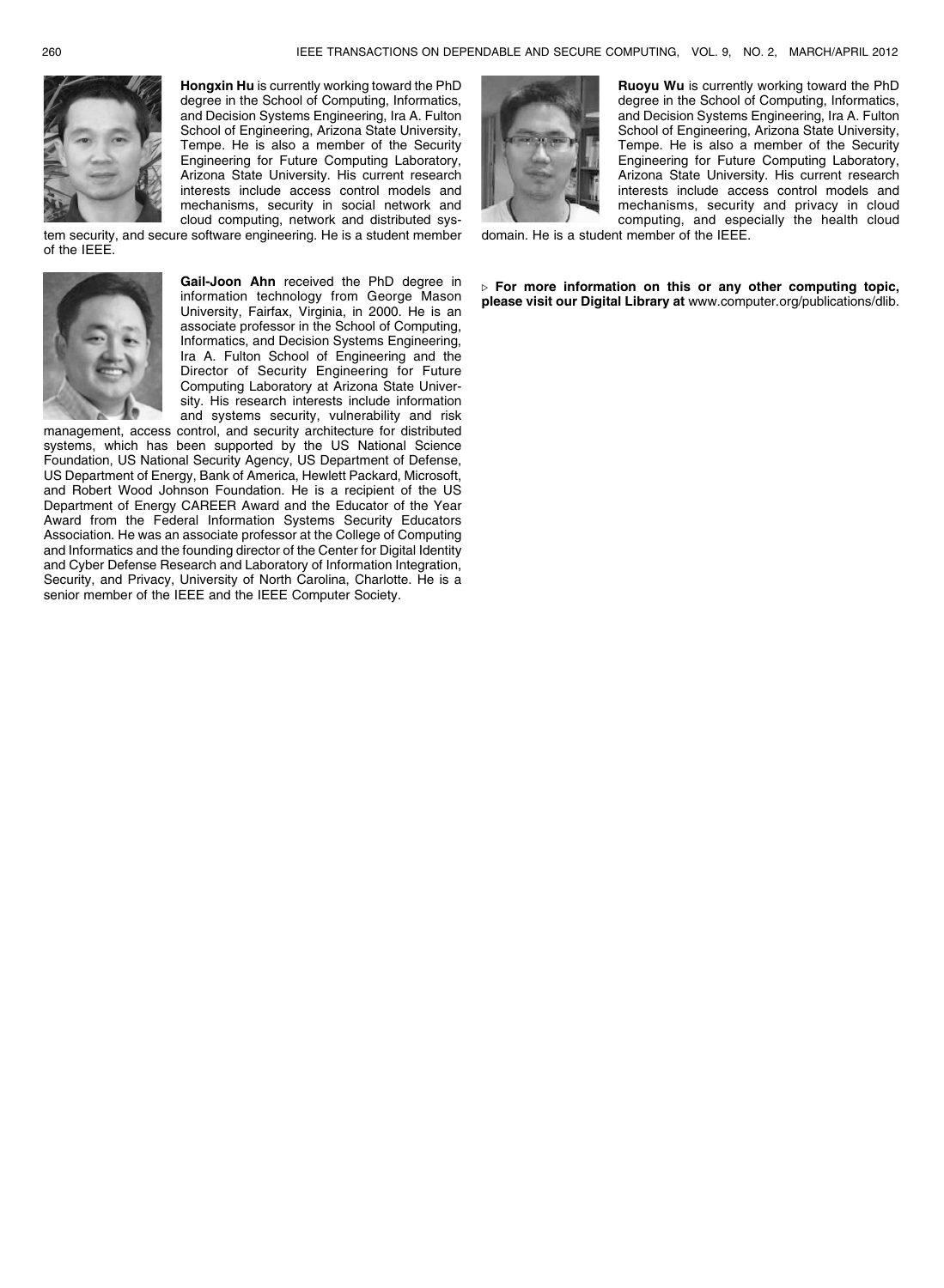**Hongxin Hu** is currently working toward the PhD degree in the School of Computing, Informatics, and Decision Systems Engineering, Ira A. Fulton School of Engineering, Arizona State University, Tempe. He is also a member of the Security Engineering for Future Computing Laboratory, Arizona State University. His current research interests include access control models and mechanisms, security in social network and cloud computing, network and distributed system security, and secure software engineering. He is a student member of the IEEE.

**Gail-Joon Ahn** received the PhD degree in information technology from George Mason University, Fairfax, Virginia, in 2000. He is an associate professor in the School of Computing, Informatics, and Decision Systems Engineering, Ira A. Fulton School of Engineering and the Director of Security Engineering for Future Computing Laboratory at Arizona State University. His research interests include information and systems security, vulnerability and risk management, access control, and security architecture for distributed systems, which has been supported by the US National Science Foundation, US National Security Agency, US Department of Defense, US Department of Energy, Bank of America, Hewlett Packard, Microsoft, and Robert Wood Johnson Foundation. He is a recipient of the US Department of Energy CAREER Award and the Educator of the Year Award from the Federal Information Systems Security Educators Association. He was an associate professor at the College of Computing and Informatics and the founding director of the Center for Digital Identity and Cyber Defense Research and Laboratory of Information Integration, Security, and Privacy, University of North Carolina, Charlotte. He is a senior member of the IEEE and the IEEE Computer Society.

**Ruoyu Wu** is currently working toward the PhD degree in the School of Computing, Informatics, and Decision Systems Engineering, Ira A. Fulton School of Engineering, Arizona State University, Tempe. He is also a member of the Security Engineering for Future Computing Laboratory, Arizona State University. His current research interests include access control models and mechanisms, security and privacy in cloud computing, and especially the health cloud domain. He is a student member of the IEEE.

▷ **For more information on this or any other computing topic, please visit our Digital Library at** www.computer.org/publications/dlib.